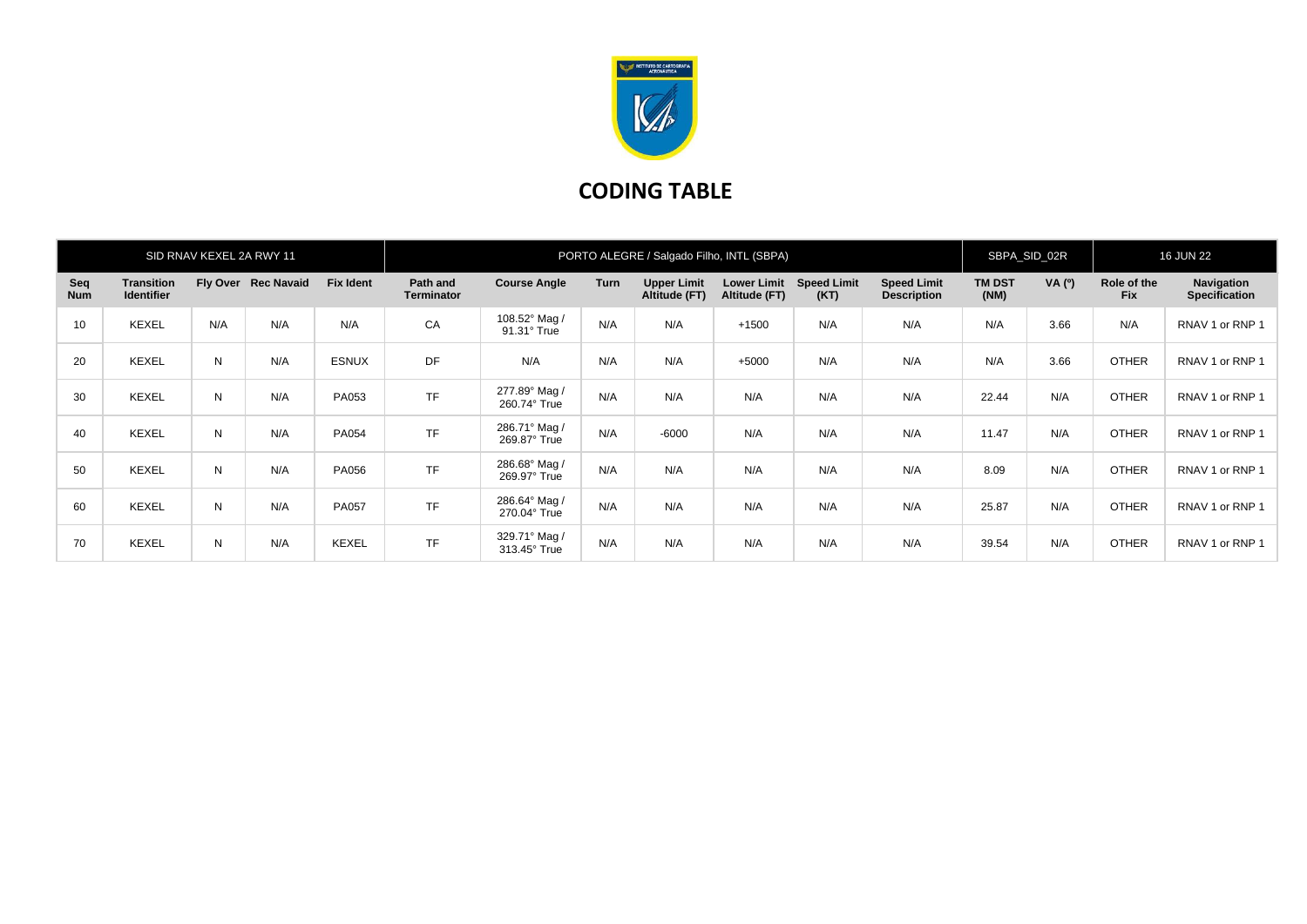# CODING TABLE

| SID RNAV KEXEL 2A RWY 11 | | | | | PORTO ALEGRE / Salgado Filho, INTL (SBPA) | | | | | | | SBPA_SID_02R | | 16 JUN 22 | |
|---|---|---|---|---|---|---|---|---|---|---|---|---|---|---|---|
| Seq Num | Transition Identifier | Fly Over | Rec Navaid | Fix Ident | Path and Terminator | Course Angle | Turn | Upper Limit Altitude (FT) | Lower Limit Altitude (FT) | Speed Limit (KT) | Speed Limit Description | TM DST (NM) | VA (º) | Role of the Fix | Navigation Specification |
| 10 | KEXEL | N/A | N/A | N/A | CA | 108.52° Mag / 91.31° True | N/A | N/A | +1500 | N/A | N/A | N/A | 3.66 | N/A | RNAV 1 or RNP 1 |
| 20 | KEXEL | N | N/A | ESNUX | DF | N/A | N/A | N/A | +5000 | N/A | N/A | N/A | 3.66 | OTHER | RNAV 1 or RNP 1 |
| 30 | KEXEL | N | N/A | PA053 | TF | 277.89° Mag / 260.74° True | N/A | N/A | N/A | N/A | N/A | 22.44 | N/A | OTHER | RNAV 1 or RNP 1 |
| 40 | KEXEL | N | N/A | PA054 | TF | 286.71° Mag / 269.87° True | N/A | -6000 | N/A | N/A | N/A | 11.47 | N/A | OTHER | RNAV 1 or RNP 1 |
| 50 | KEXEL | N | N/A | PA056 | TF | 286.68° Mag / 269.97° True | N/A | N/A | N/A | N/A | N/A | 8.09 | N/A | OTHER | RNAV 1 or RNP 1 |
| 60 | KEXEL | N | N/A | PA057 | TF | 286.64° Mag / 270.04° True | N/A | N/A | N/A | N/A | N/A | 25.87 | N/A | OTHER | RNAV 1 or RNP 1 |
| 70 | KEXEL | N | N/A | KEXEL | TF | 329.71° Mag / 313.45° True | N/A | N/A | N/A | N/A | N/A | 39.54 | N/A | OTHER | RNAV 1 or RNP 1 |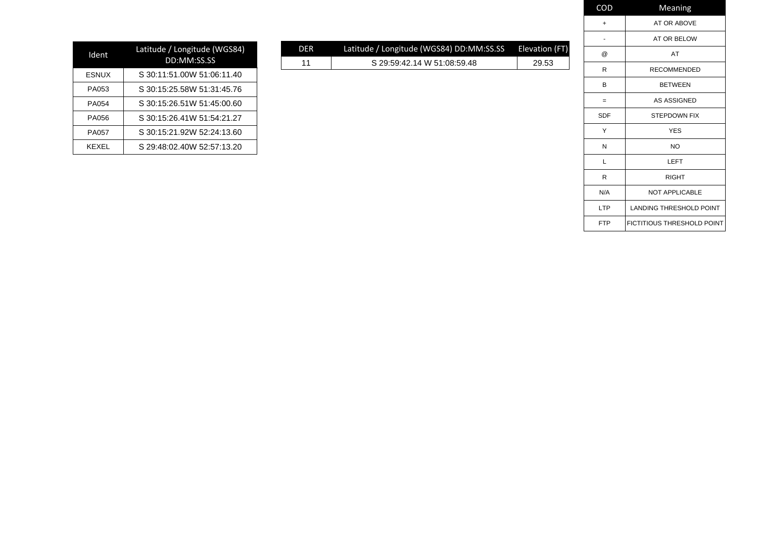| Ident | Latitude / Longitude (WGS84) DD:MM:SS.SS |
|---|---|
| ESNUX | S 30:11:51.00W 51:06:11.40 |
| PA053 | S 30:15:25.58W 51:31:45.76 |
| PA054 | S 30:15:26.51W 51:45:00.60 |
| PA056 | S 30:15:26.41W 51:54:21.27 |
| PA057 | S 30:15:21.92W 52:24:13.60 |
| KEXEL | S 29:48:02.40W 52:57:13.20 |

| DER | Latitude / Longitude (WGS84) DD:MM:SS.SS | Elevation (FT) |
|---|---|---|
| 11 | S 29:59:42.14 W 51:08:59.48 | 29.53 |

| COD | Meaning |
|---|---|
| + | AT OR ABOVE |
| - | AT OR BELOW |
| @ | AT |
| R | RECOMMENDED |
| B | BETWEEN |
| = | AS ASSIGNED |
| SDF | STEPDOWN FIX |
| Y | YES |
| N | NO |
| L | LEFT |
| R | RIGHT |
| N/A | NOT APPLICABLE |
| LTP | LANDING THRESHOLD POINT |
| FTP | FICTITIOUS THRESHOLD POINT |